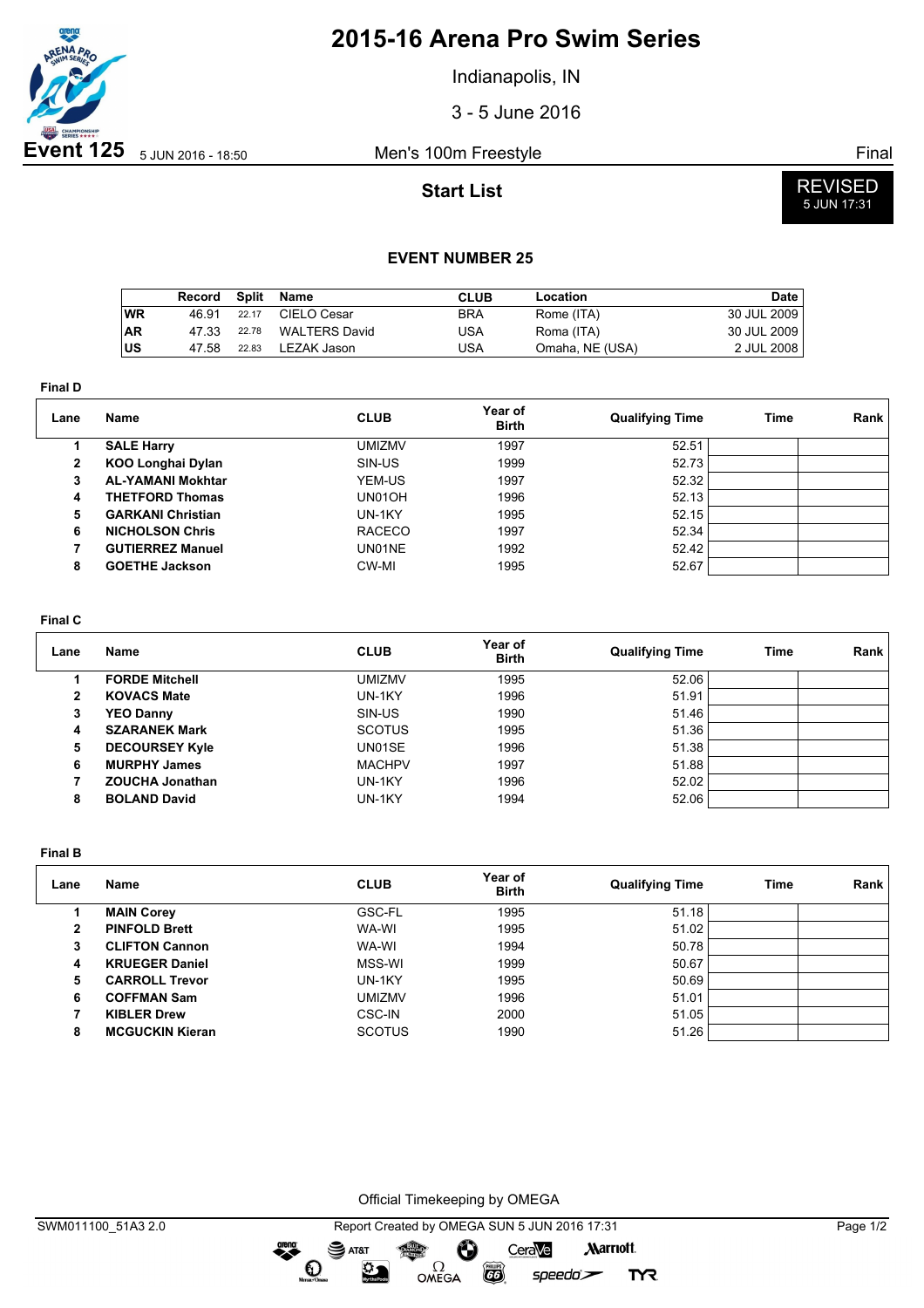# 2015-16 Arena Pro Swim Series

Indianapolis, IN

3 - 5 June 2016

**Event 125** 5 JUN 2016 - 18:50

Men's 100m Freestyle

Final

## Start List

REVISED
5 JUN 17:31

### EVENT NUMBER 25

| | Record | Split | Name | CLUB | Location | Date |
|---|---|---|---|---|---|---|
| WR | 46.91 | 22.17 | CIELO Cesar | BRA | Rome (ITA) | 30 JUL 2009 |
| AR | 47.33 | 22.78 | WALTERS David | USA | Roma (ITA) | 30 JUL 2009 |
| US | 47.58 | 22.83 | LEZAK Jason | USA | Omaha, NE (USA) | 2 JUL 2008 |

**Final D**

| Lane | Name | CLUB | Year of Birth | Qualifying Time | Time | Rank |
|---|---|---|---|---|---|---|
| 1 | **SALE Harry** | UMIZMV | 1997 | 52.51 | | |
| 2 | **KOO Longhai Dylan** | SIN-US | 1999 | 52.73 | | |
| 3 | **AL-YAMANI Mokhtar** | YEM-US | 1997 | 52.32 | | |
| 4 | **THETFORD Thomas** | UN01OH | 1996 | 52.13 | | |
| 5 | **GARKANI Christian** | UN-1KY | 1995 | 52.15 | | |
| 6 | **NICHOLSON Chris** | RACECO | 1997 | 52.34 | | |
| 7 | **GUTIERREZ Manuel** | UN01NE | 1992 | 52.42 | | |
| 8 | **GOETHE Jackson** | CW-MI | 1995 | 52.67 | | |

**Final C**

| Lane | Name | CLUB | Year of Birth | Qualifying Time | Time | Rank |
|---|---|---|---|---|---|---|
| 1 | **FORDE Mitchell** | UMIZMV | 1995 | 52.06 | | |
| 2 | **KOVACS Mate** | UN-1KY | 1996 | 51.91 | | |
| 3 | **YEO Danny** | SIN-US | 1990 | 51.46 | | |
| 4 | **SZARANEK Mark** | SCOTUS | 1995 | 51.36 | | |
| 5 | **DECOURSEY Kyle** | UN01SE | 1996 | 51.38 | | |
| 6 | **MURPHY James** | MACHPV | 1997 | 51.88 | | |
| 7 | **ZOUCHA Jonathan** | UN-1KY | 1996 | 52.02 | | |
| 8 | **BOLAND David** | UN-1KY | 1994 | 52.06 | | |

**Final B**

| Lane | Name | CLUB | Year of Birth | Qualifying Time | Time | Rank |
|---|---|---|---|---|---|---|
| 1 | **MAIN Corey** | GSC-FL | 1995 | 51.18 | | |
| 2 | **PINFOLD Brett** | WA-WI | 1995 | 51.02 | | |
| 3 | **CLIFTON Cannon** | WA-WI | 1994 | 50.78 | | |
| 4 | **KRUEGER Daniel** | MSS-WI | 1999 | 50.67 | | |
| 5 | **CARROLL Trevor** | UN-1KY | 1995 | 50.69 | | |
| 6 | **COFFMAN Sam** | UMIZMV | 1996 | 51.01 | | |
| 7 | **KIBLER Drew** | CSC-IN | 2000 | 51.05 | | |
| 8 | **MCGUCKIN Kieran** | SCOTUS | 1990 | 51.26 | | |

Official Timekeeping by OMEGA

SWM011100_51A3 2.0 Report Created by OMEGA SUN 5 JUN 2016 17:31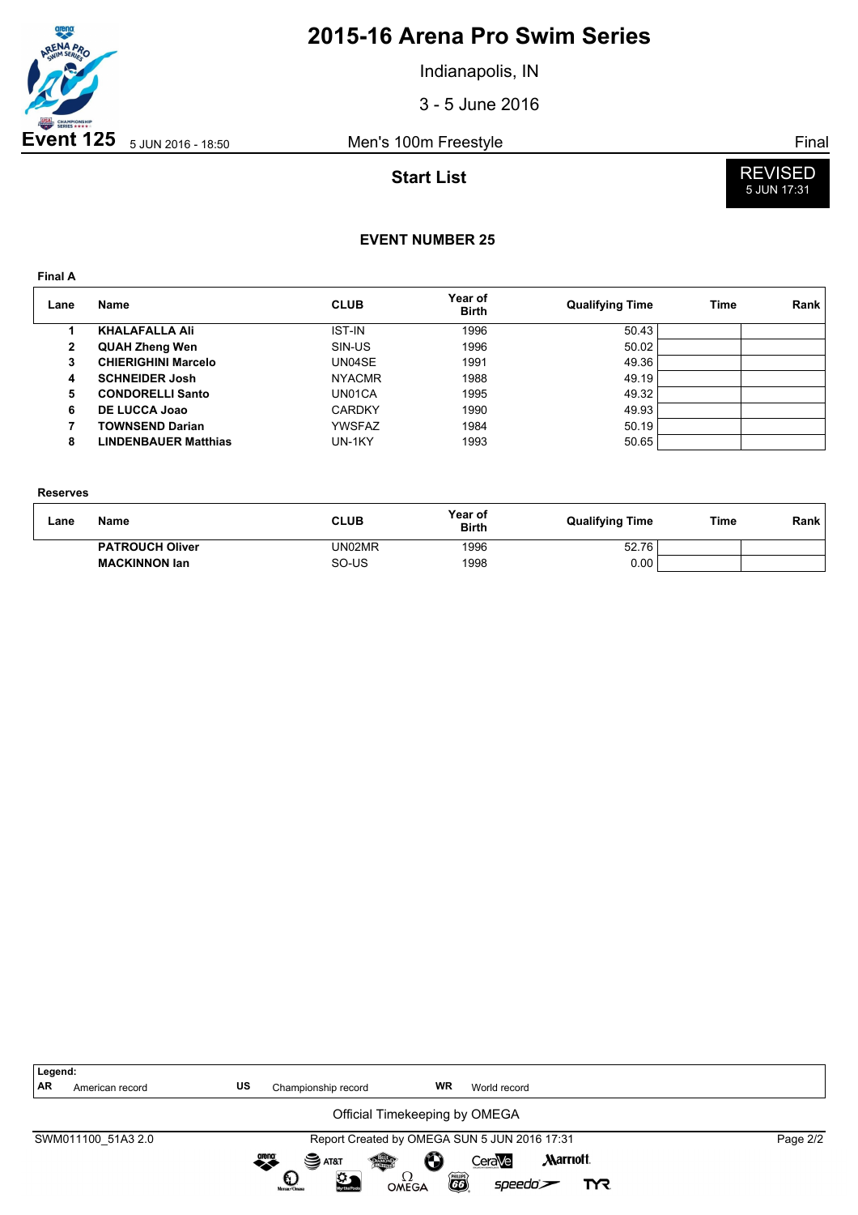# 2015-16 Arena Pro Swim Series

Indianapolis, IN

3 - 5 June 2016

**Event 125** 5 JUN 2016 - 18:50 Men's 100m Freestyle Final

## Start List

REVISED
5 JUN 17:31

### EVENT NUMBER 25

**Final A**

| Lane | Name | CLUB | Year of Birth | Qualifying Time | Time | Rank |
|---|---|---|---|---|---|---|
| 1 | **KHALAFALLA Ali** | IST-IN | 1996 | 50.43 | | |
| 2 | **QUAH Zheng Wen** | SIN-US | 1996 | 50.02 | | |
| 3 | **CHIERIGHINI Marcelo** | UN04SE | 1991 | 49.36 | | |
| 4 | **SCHNEIDER Josh** | NYACMR | 1988 | 49.19 | | |
| 5 | **CONDORELLI Santo** | UN01CA | 1995 | 49.32 | | |
| 6 | **DE LUCCA Joao** | CARDKY | 1990 | 49.93 | | |
| 7 | **TOWNSEND Darian** | YWSFAZ | 1984 | 50.19 | | |
| 8 | **LINDENBAUER Matthias** | UN-1KY | 1993 | 50.65 | | |

**Reserves**

| Lane | Name | CLUB | Year of Birth | Qualifying Time | Time | Rank |
|---|---|---|---|---|---|---|
| | **PATROUCH Oliver** | UN02MR | 1996 | 52.76 | | |
| | **MACKINNON Ian** | SO-US | 1998 | 0.00 | | |

**Legend:**
**AR** American record **US** Championship record **WR** World record

Official Timekeeping by OMEGA

SWM011100_51A3 2.0 Report Created by OMEGA SUN 5 JUN 2016 17:31